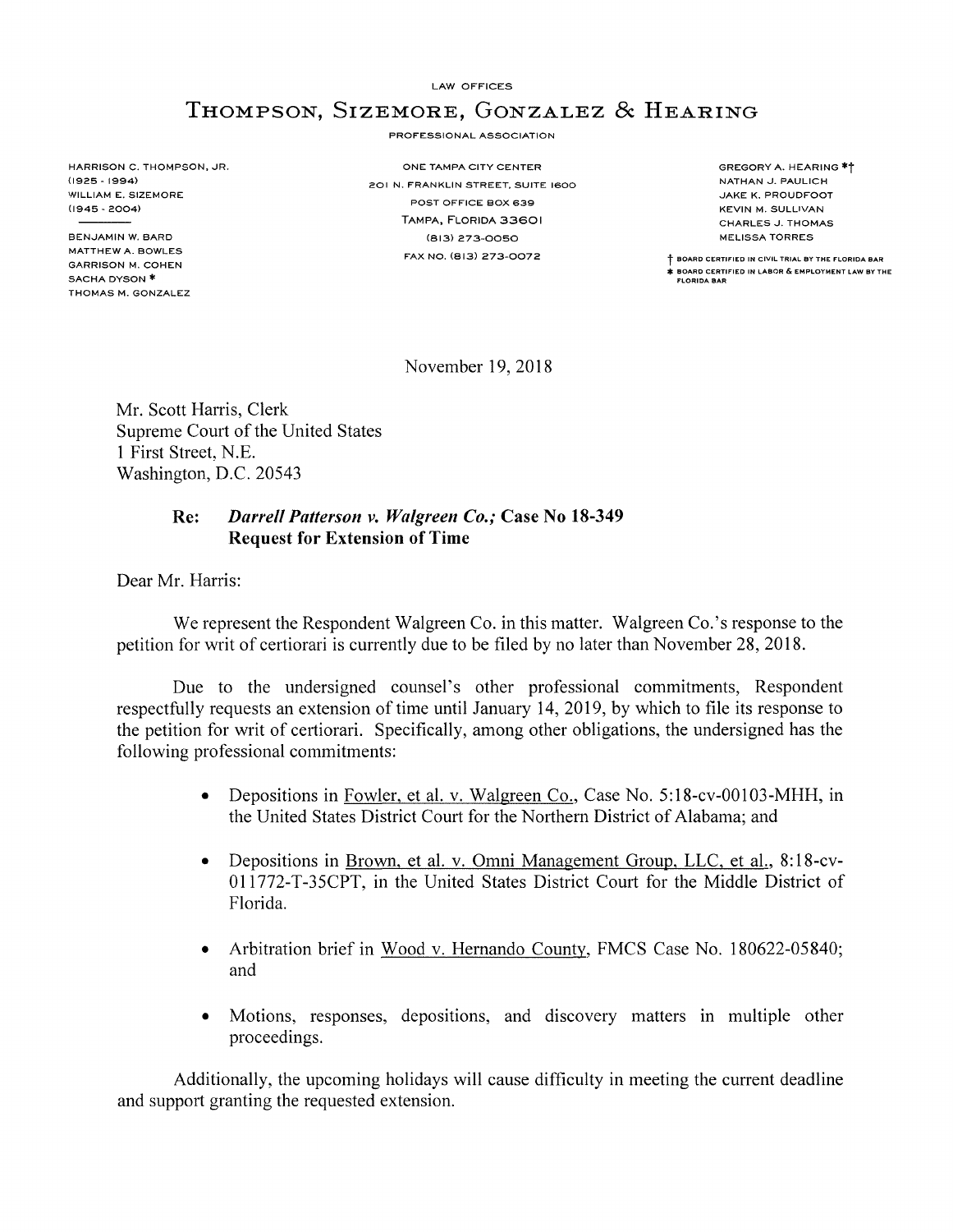LAW OFFICES

# THOMPSON, SIZEMORE, GONZALEZ & HEARING

PROFESSIONAL ASSOCIATION

HARRISON C. THOMPSON, JR.
(1925 - 1994)
WILLIAM E. SIZEMORE
(1945 - 2004)

BENJAMIN W. BARD
MATTHEW A. BOWLES
GARRISON M. COHEN
SACHA DYSON *
THOMAS M. GONZALEZ

ONE TAMPA CITY CENTER
201 N. FRANKLIN STREET, SUITE 1600
POST OFFICE BOX 639
TAMPA, FLORIDA 33601
(813) 273-0050
FAX NO. (813) 273-0072

GREGORY A. HEARING *†
NATHAN J. PAULICH
JAKE K. PROUDFOOT
KEVIN M. SULLIVAN
CHARLES J. THOMAS
MELISSA TORRES

† BOARD CERTIFIED IN CIVIL TRIAL BY THE FLORIDA BAR
* BOARD CERTIFIED IN LABOR & EMPLOYMENT LAW BY THE FLORIDA BAR

November 19, 2018

Mr. Scott Harris, Clerk
Supreme Court of the United States
1 First Street, N.E.
Washington, D.C. 20543

**Re: *Darrell Patterson v. Walgreen Co.;* Case No 18-349**
**Request for Extension of Time**

Dear Mr. Harris:

We represent the Respondent Walgreen Co. in this matter. Walgreen Co.'s response to the petition for writ of certiorari is currently due to be filed by no later than November 28, 2018.

Due to the undersigned counsel's other professional commitments, Respondent respectfully requests an extension of time until January 14, 2019, by which to file its response to the petition for writ of certiorari. Specifically, among other obligations, the undersigned has the following professional commitments:

- Depositions in Fowler, et al. v. Walgreen Co., Case No. 5:18-cv-00103-MHH, in the United States District Court for the Northern District of Alabama; and
- Depositions in Brown, et al. v. Omni Management Group, LLC, et al., 8:18-cv-011772-T-35CPT, in the United States District Court for the Middle District of Florida.
- Arbitration brief in Wood v. Hernando County, FMCS Case No. 180622-05840; and
- Motions, responses, depositions, and discovery matters in multiple other proceedings.

Additionally, the upcoming holidays will cause difficulty in meeting the current deadline and support granting the requested extension.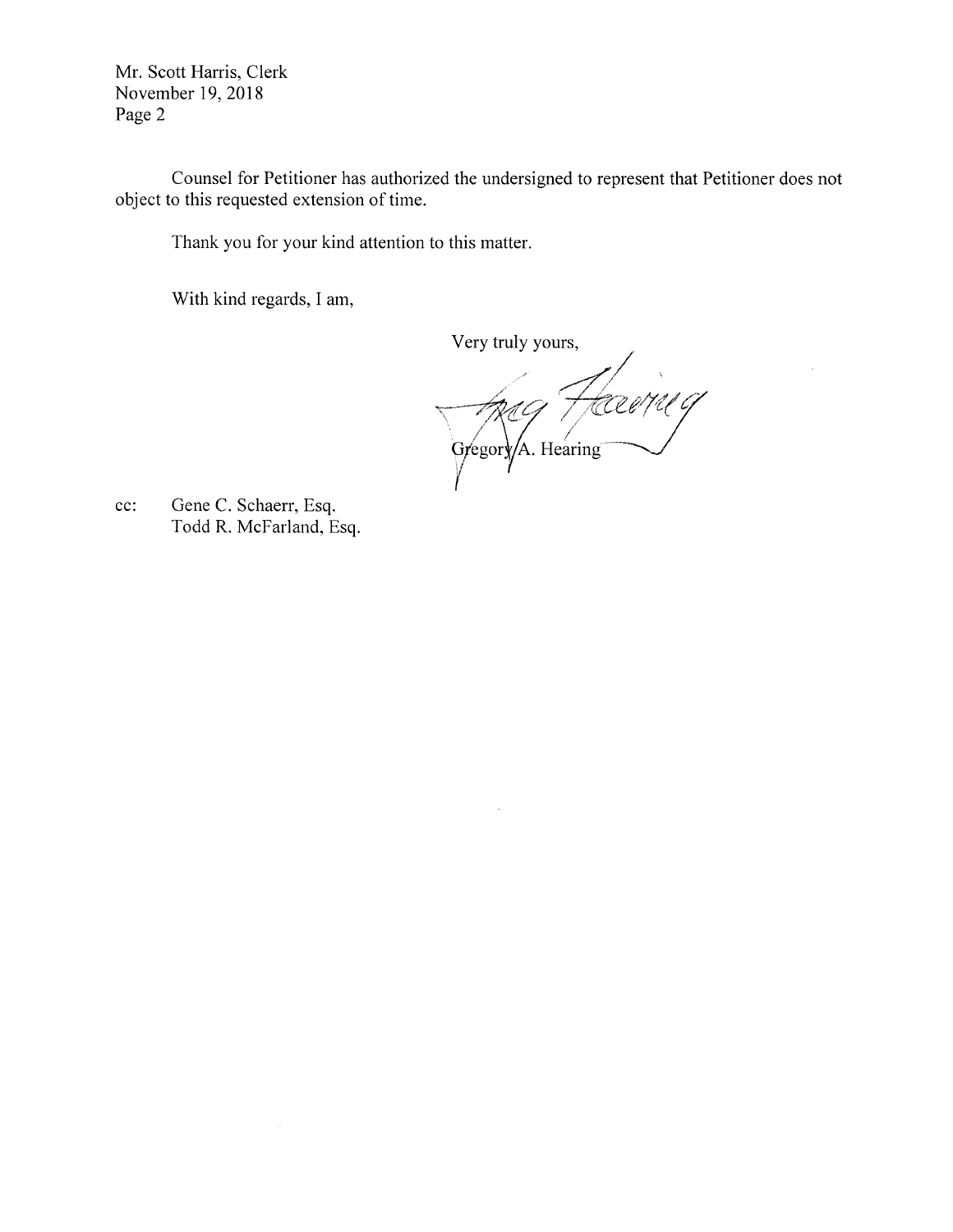Counsel for Petitioner has authorized the undersigned to represent that Petitioner does not object to this requested extension of time.

Thank you for your kind attention to this matter.

With kind regards, I am,

Very truly yours,

Gregory A. Hearing

cc: Gene C. Schaerr, Esq.
Todd R. McFarland, Esq.